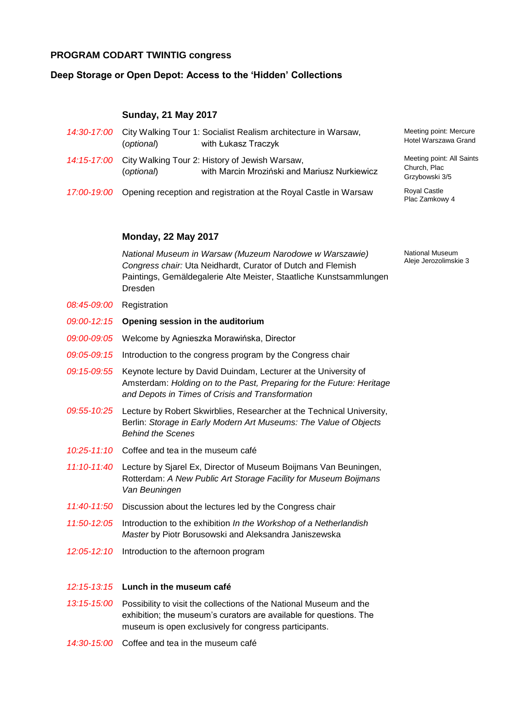**PROGRAM CODART TWINTIG congress**

**Deep Storage or Open Depot: Access to the 'Hidden' Collections**

### Sunday, 21 May 2017

*14:30-17:00* City Walking Tour 1: Socialist Realism architecture in Warsaw, (*optional*) with Łukasz Traczyk
Meeting point: Mercure Hotel Warszawa Grand

*14:15-17:00* City Walking Tour 2: History of Jewish Warsaw, (*optional*) with Marcin Mroziński and Mariusz Nurkiewicz
Meeting point: All Saints Church, Plac Grzybowski 3/5

*17:00-19:00* Opening reception and registration at the Royal Castle in Warsaw
Royal Castle Plac Zamkowy 4

### Monday, 22 May 2017

*National Museum in Warsaw (Muzeum Narodowe w Warszawie)*
*Congress chair:* Uta Neidhardt, Curator of Dutch and Flemish Paintings, Gemäldegalerie Alte Meister, Staatliche Kunstsammlungen Dresden
National Museum Aleje Jerozolimskie 3

*08:45-09:00* Registration

*09:00-12:15* **Opening session in the auditorium**

*09:00-09:05* Welcome by Agnieszka Morawińska, Director

*09:05-09:15* Introduction to the congress program by the Congress chair

*09:15-09:55* Keynote lecture by David Duindam, Lecturer at the University of Amsterdam: *Holding on to the Past, Preparing for the Future: Heritage and Depots in Times of Crisis and Transformation*

*09:55-10:25* Lecture by Robert Skwirblies, Researcher at the Technical University, Berlin: *Storage in Early Modern Art Museums: The Value of Objects Behind the Scenes*

*10:25-11:10* Coffee and tea in the museum café

*11:10-11:40* Lecture by Sjarel Ex, Director of Museum Boijmans Van Beuningen, Rotterdam: *A New Public Art Storage Facility for Museum Boijmans Van Beuningen*

*11:40-11:50* Discussion about the lectures led by the Congress chair

*11:50-12:05* Introduction to the exhibition *In the Workshop of a Netherlandish Master* by Piotr Borusowski and Aleksandra Janiszewska

*12:05-12:10* Introduction to the afternoon program

*12:15-13:15* **Lunch in the museum café**

*13:15-15:00* Possibility to visit the collections of the National Museum and the exhibition; the museum's curators are available for questions. The museum is open exclusively for congress participants.

*14:30-15:00* Coffee and tea in the museum café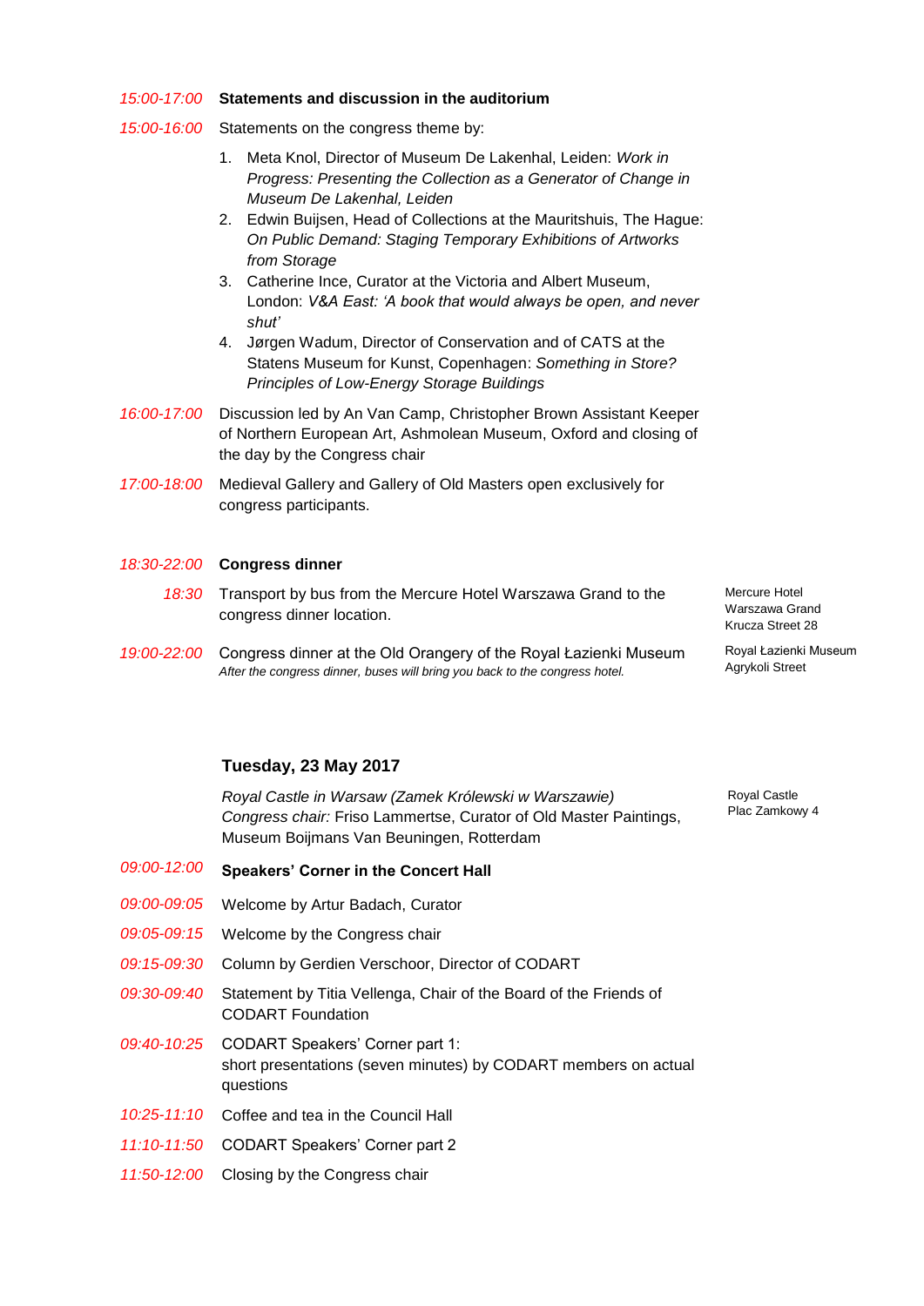*15:00-17:00* **Statements and discussion in the auditorium**

*15:00-16:00* Statements on the congress theme by:

1. Meta Knol, Director of Museum De Lakenhal, Leiden: *Work in Progress: Presenting the Collection as a Generator of Change in Museum De Lakenhal, Leiden*
2. Edwin Buijsen, Head of Collections at the Mauritshuis, The Hague: *On Public Demand: Staging Temporary Exhibitions of Artworks from Storage*
3. Catherine Ince, Curator at the Victoria and Albert Museum, London: *V&A East: 'A book that would always be open, and never shut'*
4. Jørgen Wadum, Director of Conservation and of CATS at the Statens Museum for Kunst, Copenhagen: *Something in Store? Principles of Low-Energy Storage Buildings*

*16:00-17:00* Discussion led by An Van Camp, Christopher Brown Assistant Keeper of Northern European Art, Ashmolean Museum, Oxford and closing of the day by the Congress chair

*17:00-18:00* Medieval Gallery and Gallery of Old Masters open exclusively for congress participants.

*18:30-22:00* **Congress dinner**

*18:30* Transport by bus from the Mercure Hotel Warszawa Grand to the congress dinner location.

Mercure Hotel Warszawa Grand
Krucza Street 28

*19:00-22:00* Congress dinner at the Old Orangery of the Royal Łazienki Museum
*After the congress dinner, buses will bring you back to the congress hotel.*

Royal Łazienki Museum
Agrykoli Street

### Tuesday, 23 May 2017

*Royal Castle in Warsaw (Zamek Królewski w Warszawie)*
*Congress chair:* Friso Lammertse, Curator of Old Master Paintings, Museum Boijmans Van Beuningen, Rotterdam

Royal Castle
Plac Zamkowy 4

*09:00-12:00* **Speakers' Corner in the Concert Hall**

*09:00-09:05* Welcome by Artur Badach, Curator

*09:05-09:15* Welcome by the Congress chair

*09:15-09:30* Column by Gerdien Verschoor, Director of CODART

*09:30-09:40* Statement by Titia Vellenga, Chair of the Board of the Friends of CODART Foundation

*09:40-10:25* CODART Speakers' Corner part 1:
short presentations (seven minutes) by CODART members on actual questions

*10:25-11:10* Coffee and tea in the Council Hall

*11:10-11:50* CODART Speakers' Corner part 2

*11:50-12:00* Closing by the Congress chair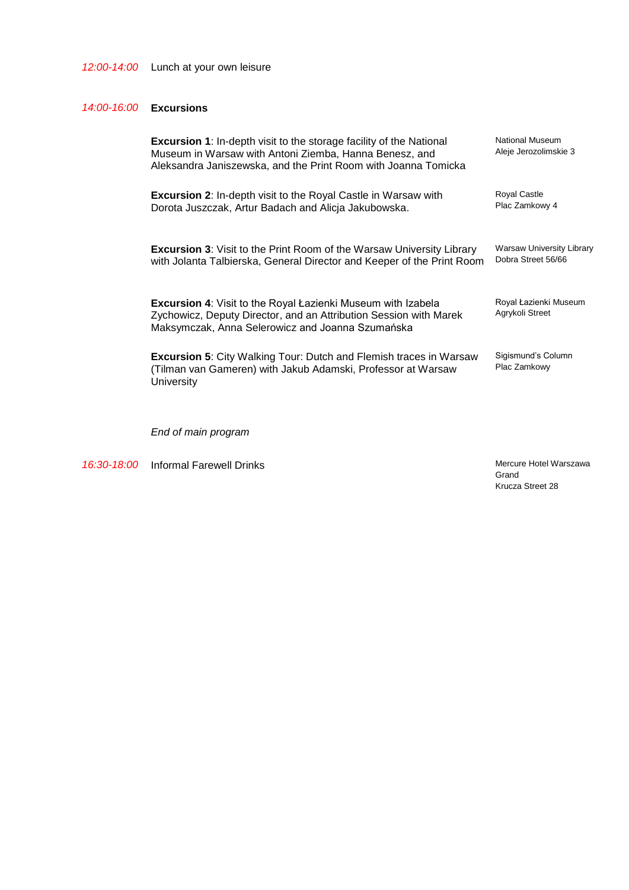*12:00-14:00* Lunch at your own leisure

*14:00-16:00* **Excursions**

**Excursion 1**: In-depth visit to the storage facility of the National Museum in Warsaw with Antoni Ziemba, Hanna Benesz, and Aleksandra Janiszewska, and the Print Room with Joanna Tomicka

National Museum
Aleje Jerozolimskie 3

**Excursion 2**: In-depth visit to the Royal Castle in Warsaw with Dorota Juszczak, Artur Badach and Alicja Jakubowska.

Royal Castle
Plac Zamkowy 4

**Excursion 3**: Visit to the Print Room of the Warsaw University Library with Jolanta Talbierska, General Director and Keeper of the Print Room

Warsaw University Library
Dobra Street 56/66

**Excursion 4**: Visit to the Royal Łazienki Museum with Izabela Zychowicz, Deputy Director, and an Attribution Session with Marek Maksymczak, Anna Selerowicz and Joanna Szumańska

Royal Łazienki Museum
Agrykoli Street

**Excursion 5**: City Walking Tour: Dutch and Flemish traces in Warsaw (Tilman van Gameren) with Jakub Adamski, Professor at Warsaw University

Sigismund's Column
Plac Zamkowy

*End of main program*

*16:30-18:00* Informal Farewell Drinks

Mercure Hotel Warszawa Grand
Krucza Street 28